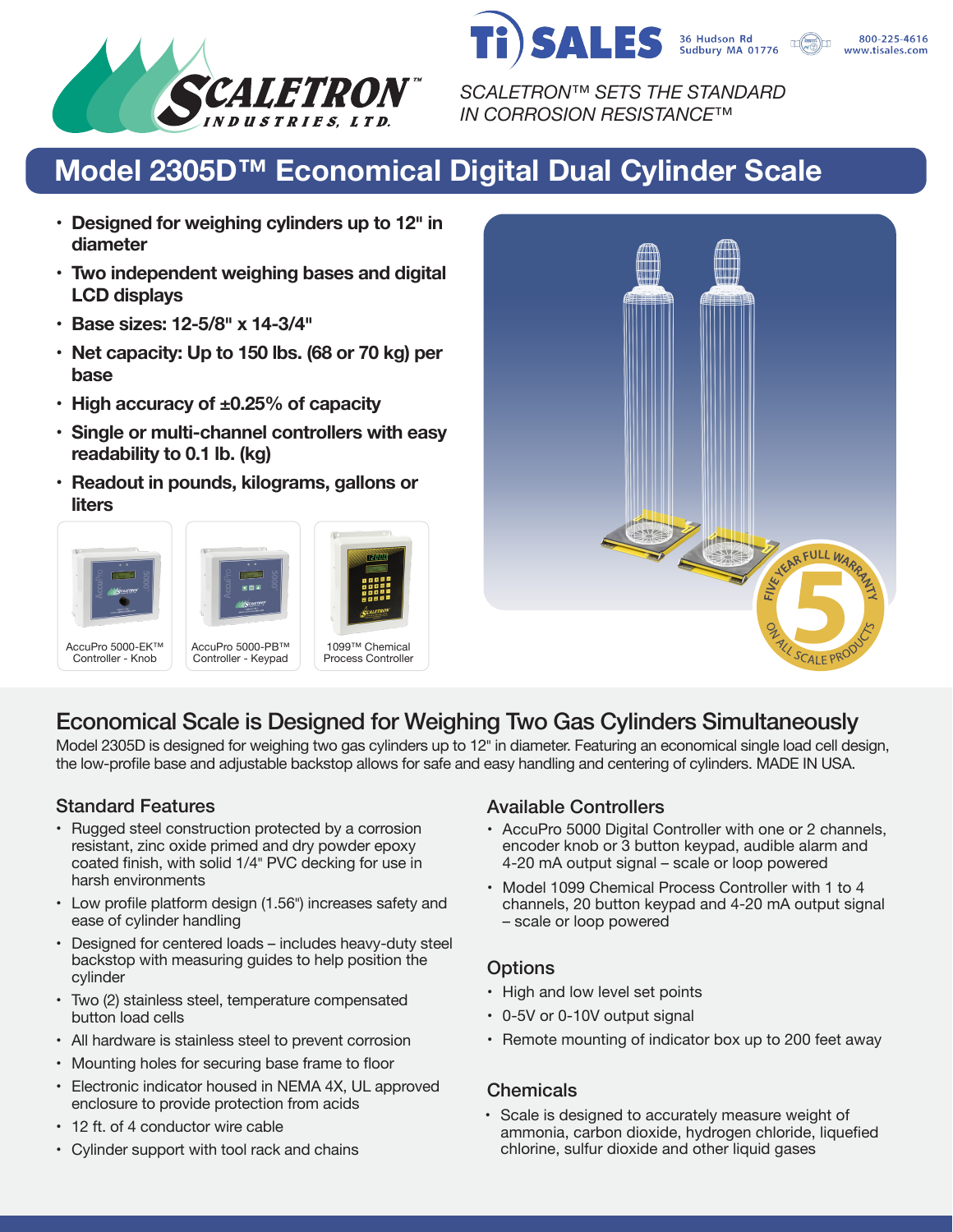SCALETRON™ INDUSTRIES, LTD.

Ti SALES
36 Hudson Rd
Sudbury MA 01776
800-225-4616
www.tisales.com

*SCALETRON™ SETS THE STANDARD IN CORROSION RESISTANCE™*

# Model 2305D™ Economical Digital Dual Cylinder Scale

- **Designed for weighing cylinders up to 12" in diameter**
- **Two independent weighing bases and digital LCD displays**
- **Base sizes: 12-5/8" x 14-3/4"**
- **Net capacity: Up to 150 lbs. (68 or 70 kg) per base**
- **High accuracy of ±0.25% of capacity**
- **Single or multi-channel controllers with easy readability to 0.1 lb. (kg)**
- **Readout in pounds, kilograms, gallons or liters**

AccuPro 5000-EK™ Controller - Knob

AccuPro 5000-PB™ Controller - Keypad

1099™ Chemical Process Controller

FIVE YEAR FULL WARRANTY 5 ON ALL SCALE PRODUCTS

## Economical Scale is Designed for Weighing Two Gas Cylinders Simultaneously

Model 2305D is designed for weighing two gas cylinders up to 12" in diameter. Featuring an economical single load cell design, the low-profile base and adjustable backstop allows for safe and easy handling and centering of cylinders. MADE IN USA.

### Standard Features

- Rugged steel construction protected by a corrosion resistant, zinc oxide primed and dry powder epoxy coated finish, with solid 1/4" PVC decking for use in harsh environments
- Low profile platform design (1.56") increases safety and ease of cylinder handling
- Designed for centered loads – includes heavy-duty steel backstop with measuring guides to help position the cylinder
- Two (2) stainless steel, temperature compensated button load cells
- All hardware is stainless steel to prevent corrosion
- Mounting holes for securing base frame to floor
- Electronic indicator housed in NEMA 4X, UL approved enclosure to provide protection from acids
- 12 ft. of 4 conductor wire cable
- Cylinder support with tool rack and chains

### Available Controllers

- AccuPro 5000 Digital Controller with one or 2 channels, encoder knob or 3 button keypad, audible alarm and 4-20 mA output signal – scale or loop powered
- Model 1099 Chemical Process Controller with 1 to 4 channels, 20 button keypad and 4-20 mA output signal – scale or loop powered

### Options

- High and low level set points
- 0-5V or 0-10V output signal
- Remote mounting of indicator box up to 200 feet away

### Chemicals

- Scale is designed to accurately measure weight of ammonia, carbon dioxide, hydrogen chloride, liquefied chlorine, sulfur dioxide and other liquid gases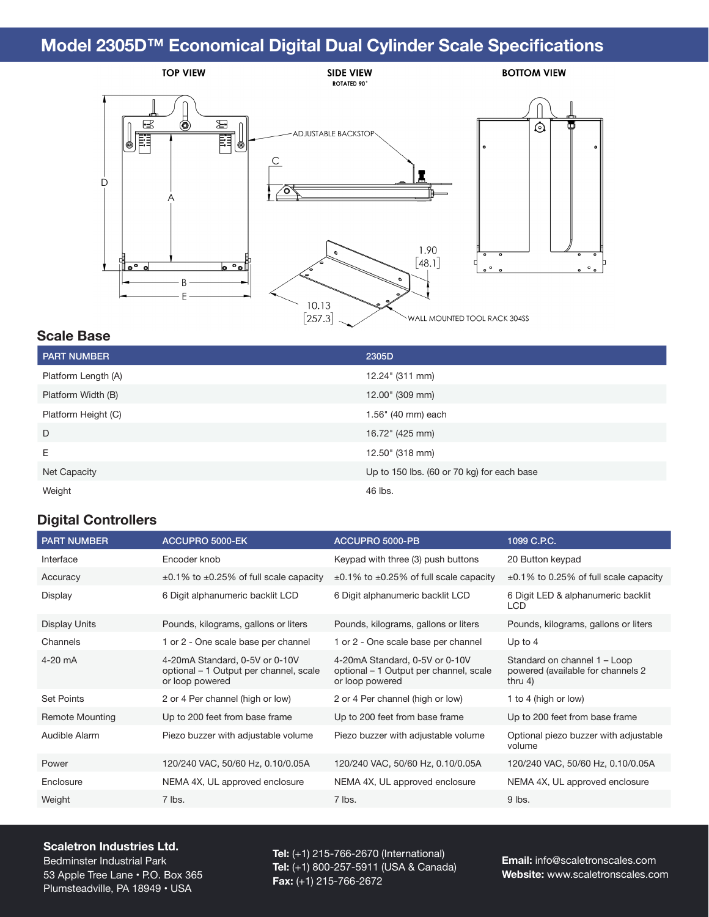# Model 2305D™ Economical Digital Dual Cylinder Scale Specifications

TOP VIEW

SIDE VIEW
ROTATED 90°

BOTTOM VIEW

ADJUSTABLE BACKSTOP

C

D

A

B

E

1.90
[48.1]

10.13
[257.3]

WALL MOUNTED TOOL RACK 304SS

## Scale Base

| PART NUMBER | 2305D |
|---|---|
| Platform Length (A) | 12.24" (311 mm) |
| Platform Width (B) | 12.00" (309 mm) |
| Platform Height (C) | 1.56" (40 mm) each |
| D | 16.72" (425 mm) |
| E | 12.50" (318 mm) |
| Net Capacity | Up to 150 lbs. (60 or 70 kg) for each base |
| Weight | 46 lbs. |

## Digital Controllers

| PART NUMBER | ACCUPRO 5000-EK | ACCUPRO 5000-PB | 1099 C.P.C. |
|---|---|---|---|
| Interface | Encoder knob | Keypad with three (3) push buttons | 20 Button keypad |
| Accuracy | ±0.1% to ±0.25% of full scale capacity | ±0.1% to ±0.25% of full scale capacity | ±0.1% to 0.25% of full scale capacity |
| Display | 6 Digit alphanumeric backlit LCD | 6 Digit alphanumeric backlit LCD | 6 Digit LED & alphanumeric backlit LCD |
| Display Units | Pounds, kilograms, gallons or liters | Pounds, kilograms, gallons or liters | Pounds, kilograms, gallons or liters |
| Channels | 1 or 2 - One scale base per channel | 1 or 2 - One scale base per channel | Up to 4 |
| 4-20 mA | 4-20mA Standard, 0-5V or 0-10V optional – 1 Output per channel, scale or loop powered | 4-20mA Standard, 0-5V or 0-10V optional – 1 Output per channel, scale or loop powered | Standard on channel 1 – Loop powered (available for channels 2 thru 4) |
| Set Points | 2 or 4 Per channel (high or low) | 2 or 4 Per channel (high or low) | 1 to 4 (high or low) |
| Remote Mounting | Up to 200 feet from base frame | Up to 200 feet from base frame | Up to 200 feet from base frame |
| Audible Alarm | Piezo buzzer with adjustable volume | Piezo buzzer with adjustable volume | Optional piezo buzzer with adjustable volume |
| Power | 120/240 VAC, 50/60 Hz, 0.10/0.05A | 120/240 VAC, 50/60 Hz, 0.10/0.05A | 120/240 VAC, 50/60 Hz, 0.10/0.05A |
| Enclosure | NEMA 4X, UL approved enclosure | NEMA 4X, UL approved enclosure | NEMA 4X, UL approved enclosure |
| Weight | 7 lbs. | 7 lbs. | 9 lbs. |

**Scaletron Industries Ltd.**
Bedminster Industrial Park
53 Apple Tree Lane • P.O. Box 365
Plumsteadville, PA 18949 • USA

**Tel:** (+1) 215-766-2670 (International)
**Tel:** (+1) 800-257-5911 (USA & Canada)
**Fax:** (+1) 215-766-2672

**Email:** info@scaletronscales.com
**Website:** www.scaletronscales.com